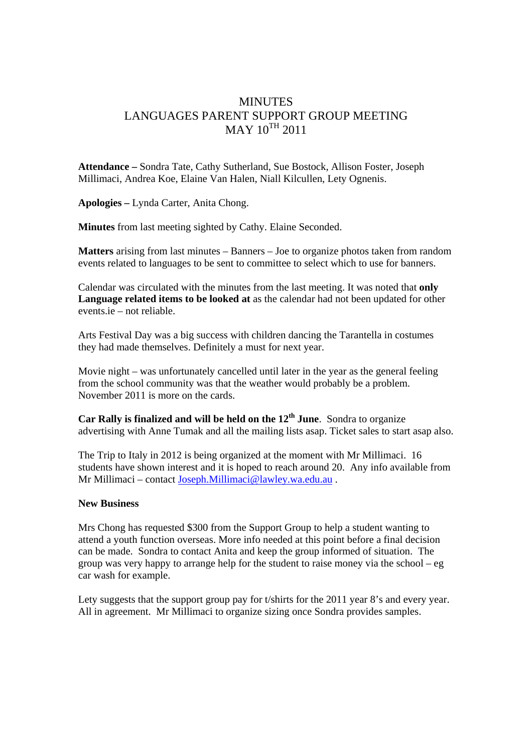# MINUTES
# LANGUAGES PARENT SUPPORT GROUP MEETING
# MAY 10TH 2011

**Attendance –** Sondra Tate, Cathy Sutherland, Sue Bostock, Allison Foster, Joseph Millimaci, Andrea Koe, Elaine Van Halen, Niall Kilcullen, Lety Ognenis.

**Apologies –** Lynda Carter, Anita Chong.

**Minutes** from last meeting sighted by Cathy. Elaine Seconded.

**Matters** arising from last minutes – Banners – Joe to organize photos taken from random events related to languages to be sent to committee to select which to use for banners.

Calendar was circulated with the minutes from the last meeting. It was noted that **only Language related items to be looked at** as the calendar had not been updated for other events.ie – not reliable.

Arts Festival Day was a big success with children dancing the Tarantella in costumes they had made themselves. Definitely a must for next year.

Movie night – was unfortunately cancelled until later in the year as the general feeling from the school community was that the weather would probably be a problem. November 2011 is more on the cards.

**Car Rally is finalized and will be held on the 12th June**. Sondra to organize advertising with Anne Tumak and all the mailing lists asap. Ticket sales to start asap also.

The Trip to Italy in 2012 is being organized at the moment with Mr Millimaci. 16 students have shown interest and it is hoped to reach around 20. Any info available from Mr Millimaci – contact Joseph.Millimaci@lawley.wa.edu.au .

**New Business**

Mrs Chong has requested $300 from the Support Group to help a student wanting to attend a youth function overseas. More info needed at this point before a final decision can be made. Sondra to contact Anita and keep the group informed of situation. The group was very happy to arrange help for the student to raise money via the school – eg car wash for example.

Lety suggests that the support group pay for t/shirts for the 2011 year 8's and every year. All in agreement. Mr Millimaci to organize sizing once Sondra provides samples.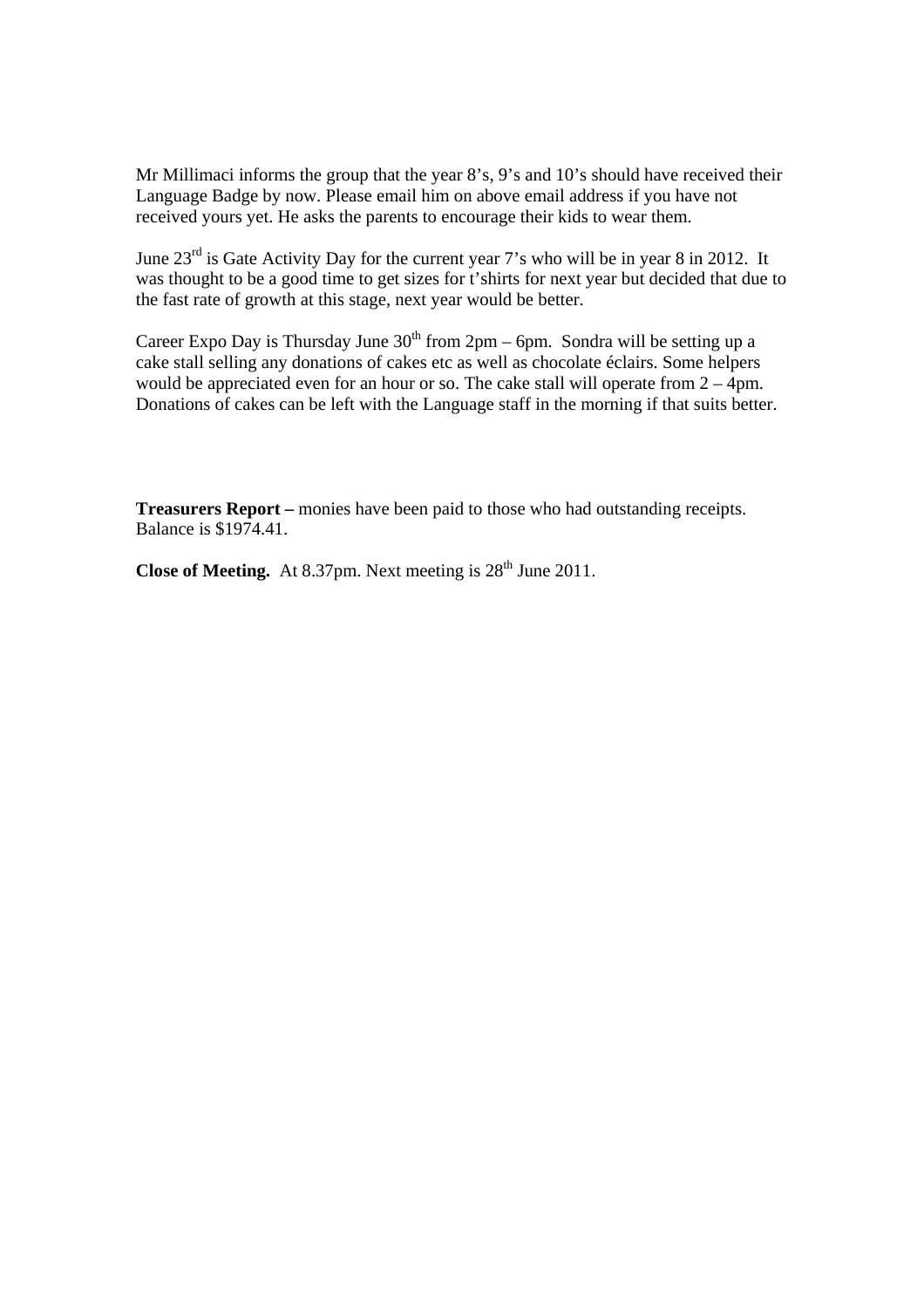Mr Millimaci informs the group that the year 8's, 9's and 10's should have received their Language Badge by now. Please email him on above email address if you have not received yours yet. He asks the parents to encourage their kids to wear them.

June 23rd is Gate Activity Day for the current year 7's who will be in year 8 in 2012. It was thought to be a good time to get sizes for t'shirts for next year but decided that due to the fast rate of growth at this stage, next year would be better.

Career Expo Day is Thursday June 30th from 2pm – 6pm. Sondra will be setting up a cake stall selling any donations of cakes etc as well as chocolate éclairs. Some helpers would be appreciated even for an hour or so. The cake stall will operate from 2 – 4pm. Donations of cakes can be left with the Language staff in the morning if that suits better.

**Treasurers Report –** monies have been paid to those who had outstanding receipts. Balance is $1974.41.

**Close of Meeting.** At 8.37pm. Next meeting is 28th June 2011.